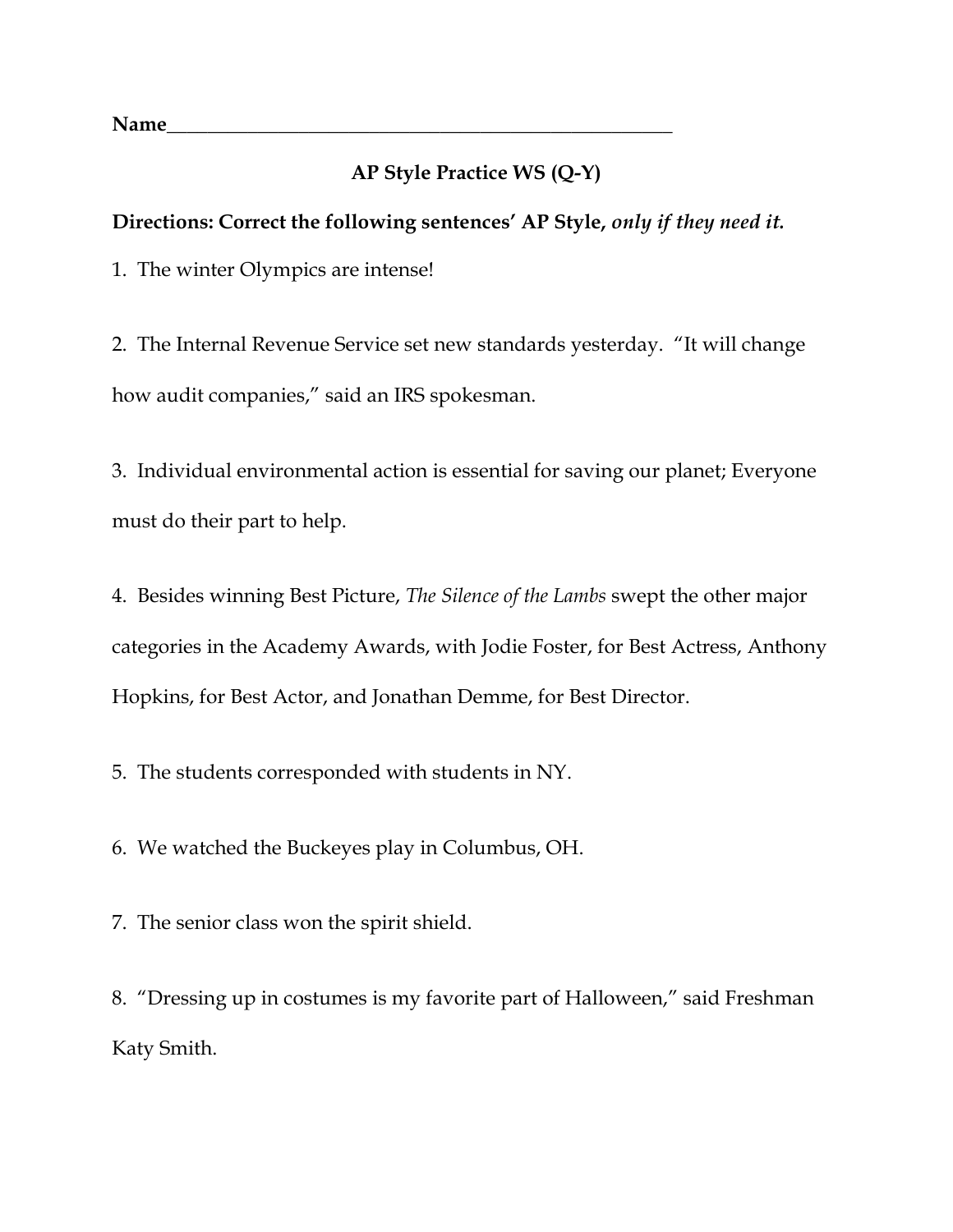**Name**_______________________________________________________

## AP Style Practice WS (Q-Y)

**Directions: Correct the following sentences' AP Style, *only if they need it.***

1. The winter Olympics are intense!

2. The Internal Revenue Service set new standards yesterday. "It will change how audit companies," said an IRS spokesman.

3. Individual environmental action is essential for saving our planet; Everyone must do their part to help.

4. Besides winning Best Picture, *The Silence of the Lambs* swept the other major categories in the Academy Awards, with Jodie Foster, for Best Actress, Anthony Hopkins, for Best Actor, and Jonathan Demme, for Best Director.

5. The students corresponded with students in NY.

6. We watched the Buckeyes play in Columbus, OH.

7. The senior class won the spirit shield.

8. "Dressing up in costumes is my favorite part of Halloween," said Freshman Katy Smith.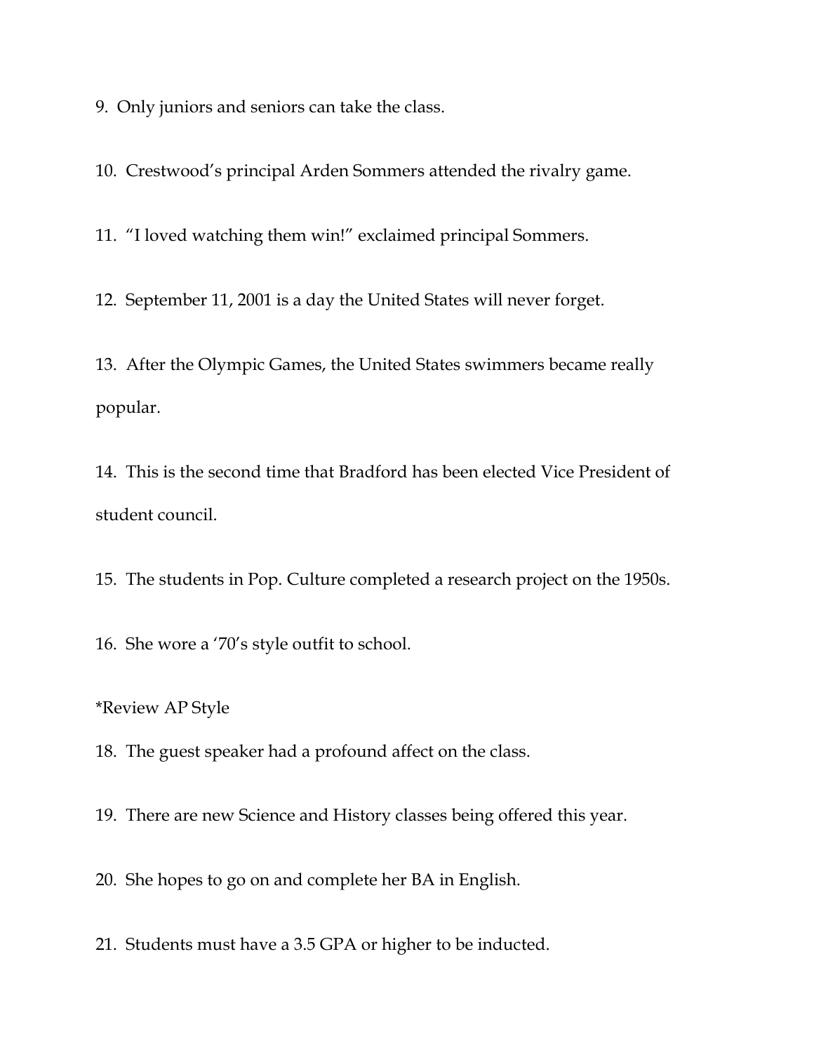9. Only juniors and seniors can take the class.

10. Crestwood's principal Arden Sommers attended the rivalry game.

11. "I loved watching them win!" exclaimed principal Sommers.

12. September 11, 2001 is a day the United States will never forget.

13. After the Olympic Games, the United States swimmers became really popular.

14. This is the second time that Bradford has been elected Vice President of student council.

15. The students in Pop. Culture completed a research project on the 1950s.

16. She wore a '70's style outfit to school.

*Review AP Style

18. The guest speaker had a profound affect on the class.

19. There are new Science and History classes being offered this year.

20. She hopes to go on and complete her BA in English.

21. Students must have a 3.5 GPA or higher to be inducted.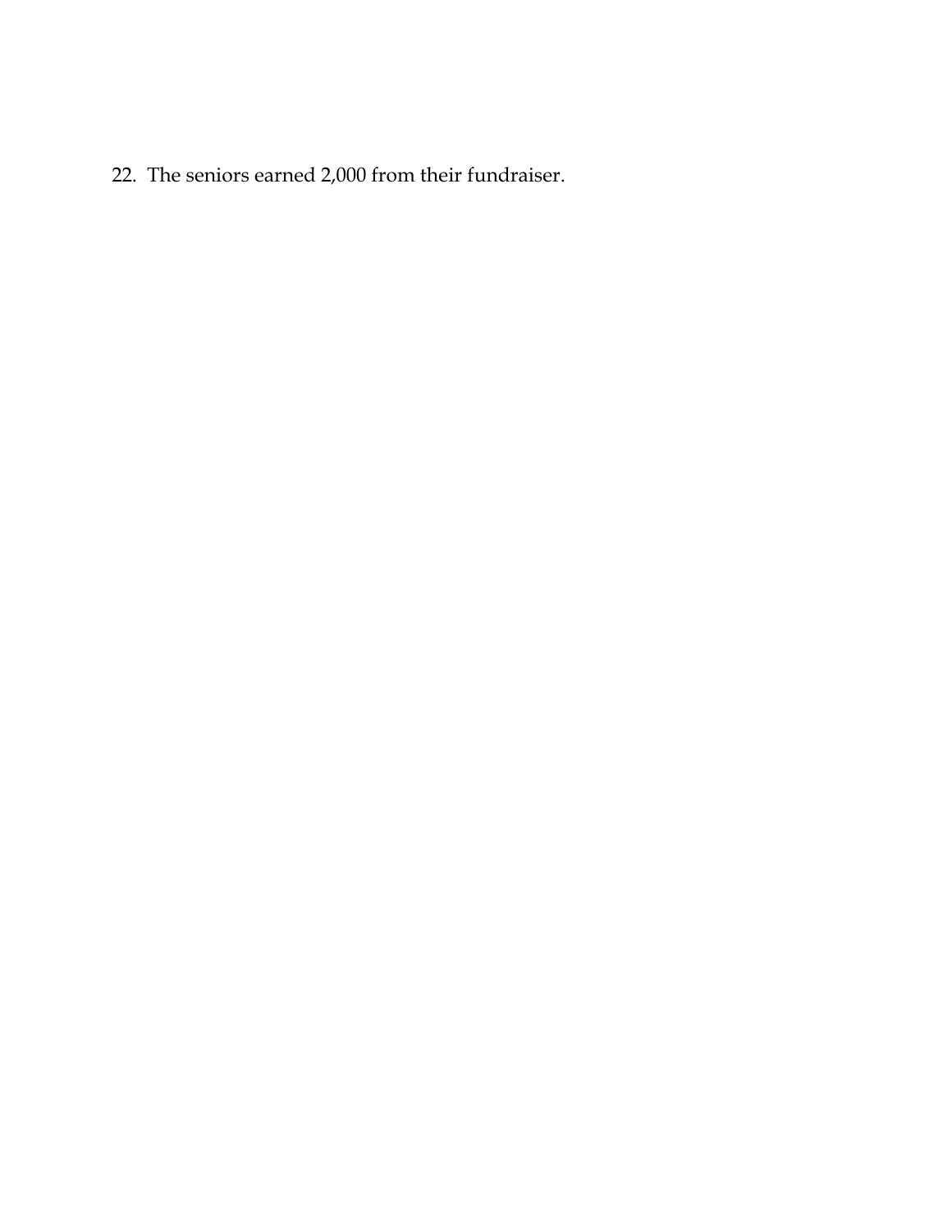22. The seniors earned 2,000 from their fundraiser.